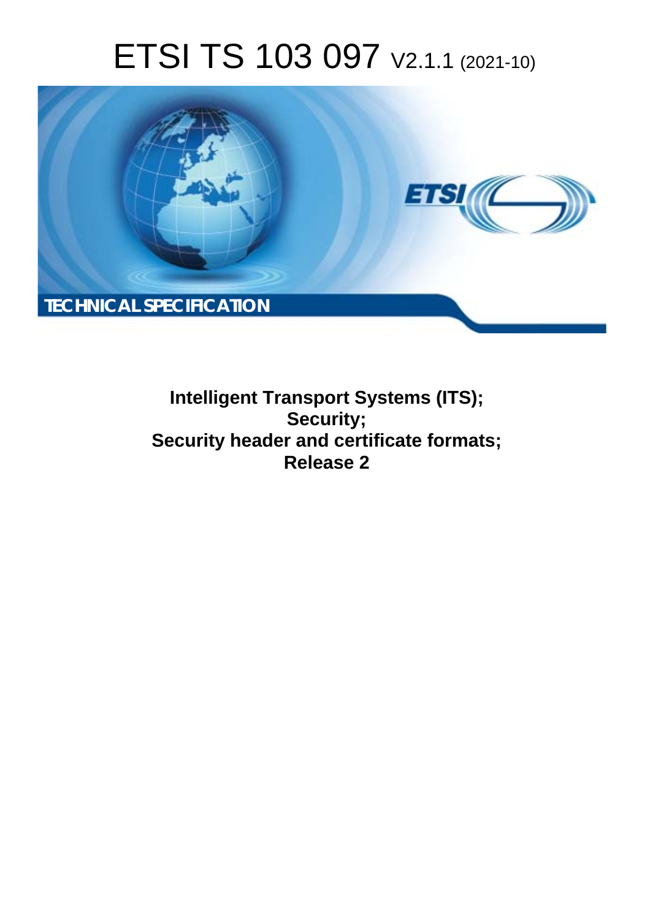# ETSI TS 103 097 V2.1.1 (2021-10)

TECHNICAL SPECIFICATION

**Intelligent Transport Systems (ITS);**
**Security;**
**Security header and certificate formats;**
**Release 2**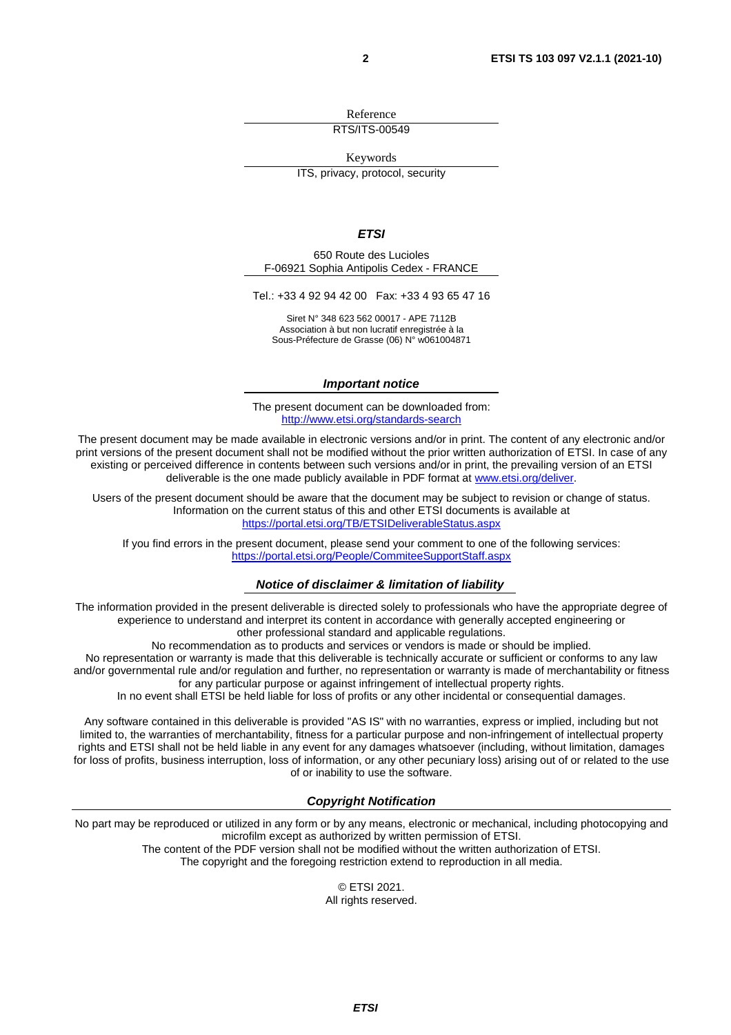Reference

RTS/ITS-00549

Keywords

ITS, privacy, protocol, security

***ETSI***

650 Route des Lucioles
F-06921 Sophia Antipolis Cedex - FRANCE

Tel.: +33 4 92 94 42 00   Fax: +33 4 93 65 47 16

Siret N° 348 623 562 00017 - APE 7112B
Association à but non lucratif enregistrée à la
Sous-Préfecture de Grasse (06) N° w061004871

***Important notice***

The present document can be downloaded from:
http://www.etsi.org/standards-search

The present document may be made available in electronic versions and/or in print. The content of any electronic and/or print versions of the present document shall not be modified without the prior written authorization of ETSI. In case of any existing or perceived difference in contents between such versions and/or in print, the prevailing version of an ETSI deliverable is the one made publicly available in PDF format at www.etsi.org/deliver.

Users of the present document should be aware that the document may be subject to revision or change of status. Information on the current status of this and other ETSI documents is available at https://portal.etsi.org/TB/ETSIDeliverableStatus.aspx

If you find errors in the present document, please send your comment to one of the following services:
https://portal.etsi.org/People/CommiteeSupportStaff.aspx

***Notice of disclaimer & limitation of liability***

The information provided in the present deliverable is directed solely to professionals who have the appropriate degree of experience to understand and interpret its content in accordance with generally accepted engineering or other professional standard and applicable regulations.
No recommendation as to products and services or vendors is made or should be implied.
No representation or warranty is made that this deliverable is technically accurate or sufficient or conforms to any law and/or governmental rule and/or regulation and further, no representation or warranty is made of merchantability or fitness for any particular purpose or against infringement of intellectual property rights.
In no event shall ETSI be held liable for loss of profits or any other incidental or consequential damages.

Any software contained in this deliverable is provided "AS IS" with no warranties, express or implied, including but not limited to, the warranties of merchantability, fitness for a particular purpose and non-infringement of intellectual property rights and ETSI shall not be held liable in any event for any damages whatsoever (including, without limitation, damages for loss of profits, business interruption, loss of information, or any other pecuniary loss) arising out of or related to the use of or inability to use the software.

***Copyright Notification***

No part may be reproduced or utilized in any form or by any means, electronic or mechanical, including photocopying and microfilm except as authorized by written permission of ETSI.
The content of the PDF version shall not be modified without the written authorization of ETSI.
The copyright and the foregoing restriction extend to reproduction in all media.

© ETSI 2021.
All rights reserved.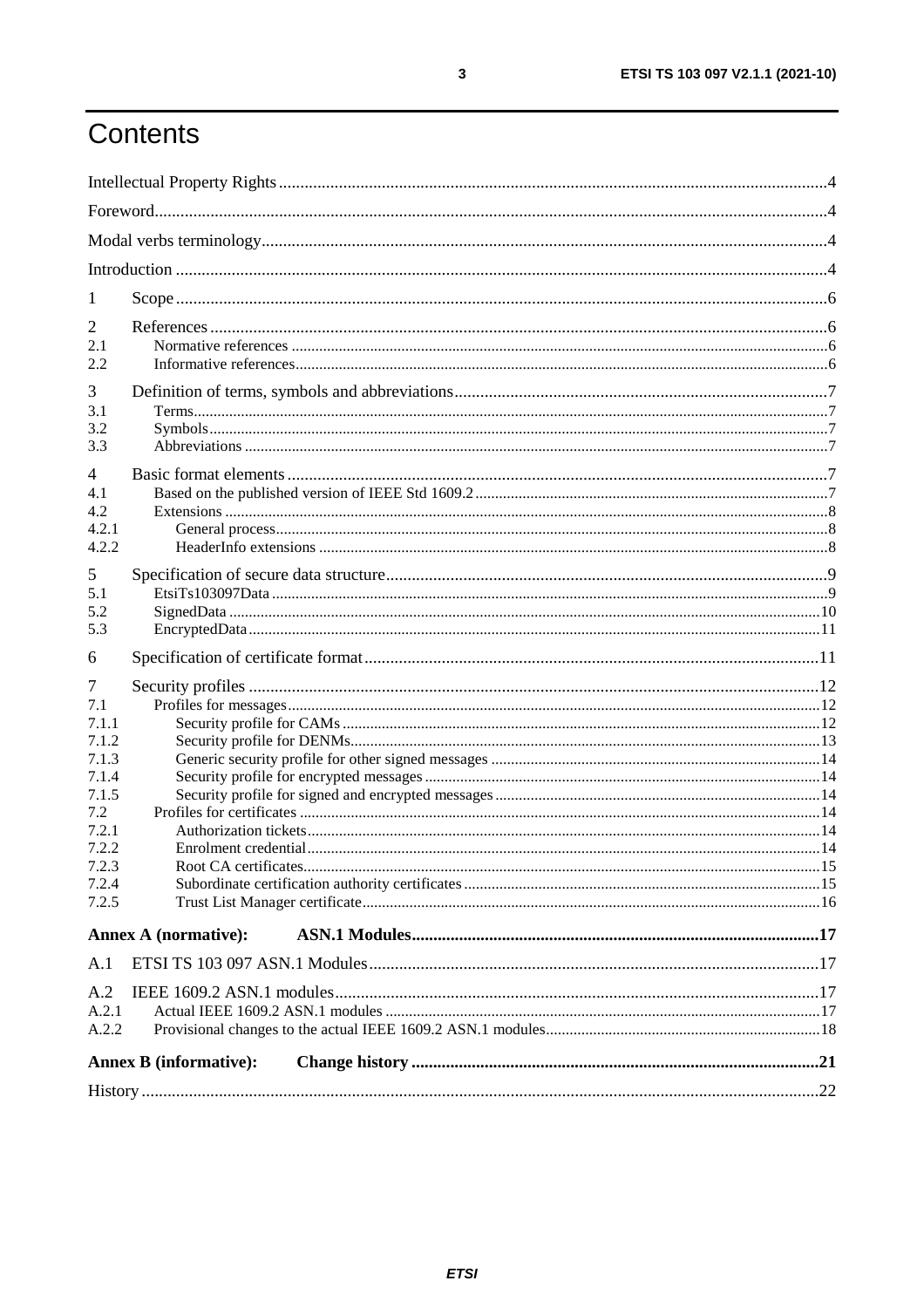# Contents

Intellectual Property Rights ....................................................................................................................................4

Foreword.................................................................................................................................................................4

Modal verbs terminology........................................................................................................................................4

Introduction ............................................................................................................................................................4

1 Scope ....................................................................................................................................................................6

2 References ............................................................................................................................................................6
2.1 Normative references .........................................................................................................................................6
2.2 Informative references........................................................................................................................................6

3 Definition of terms, symbols and abbreviations .....................................................................................................7
3.1 Terms..................................................................................................................................................................7
3.2 Symbols...............................................................................................................................................................7
3.3 Abbreviations ......................................................................................................................................................7

4 Basic format elements ...........................................................................................................................................7
4.1 Based on the published version of IEEE Std 1609.2 ..........................................................................................7
4.2 Extensions ...........................................................................................................................................................8
4.2.1 General process................................................................................................................................................8
4.2.2 HeaderInfo extensions .....................................................................................................................................8

5 Specification of secure data structure .....................................................................................................................9
5.1 EtsiTs103097Data ...............................................................................................................................................9
5.2 SignedData ........................................................................................................................................................10
5.3 EncryptedData ...................................................................................................................................................11

6 Specification of certificate format ........................................................................................................................11

7 Security profiles ...................................................................................................................................................12
7.1 Profiles for messages.........................................................................................................................................12
7.1.1 Security profile for CAMs .............................................................................................................................12
7.1.2 Security profile for DENMs............................................................................................................................13
7.1.3 Generic security profile for other signed messages ........................................................................................14
7.1.4 Security profile for encrypted messages .........................................................................................................14
7.1.5 Security profile for signed and encrypted messages .......................................................................................14
7.2 Profiles for certificates ......................................................................................................................................14
7.2.1 Authorization tickets.......................................................................................................................................14
7.2.2 Enrolment credential.......................................................................................................................................14
7.2.3 Root CA certificates........................................................................................................................................15
7.2.4 Subordinate certification authority certificates ...............................................................................................15
7.2.5 Trust List Manager certificate.........................................................................................................................16

**Annex A (normative): ASN.1 Modules**.............................................................................................................17

A.1 ETSI TS 103 097 ASN.1 Modules.....................................................................................................................17

A.2 IEEE 1609.2 ASN.1 modules.............................................................................................................................17
A.2.1 Actual IEEE 1609.2 ASN.1 modules ..............................................................................................................17
A.2.2 Provisional changes to the actual IEEE 1609.2 ASN.1 modules....................................................................18

**Annex B (informative): Change history** ..........................................................................................................21

History ..................................................................................................................................................................22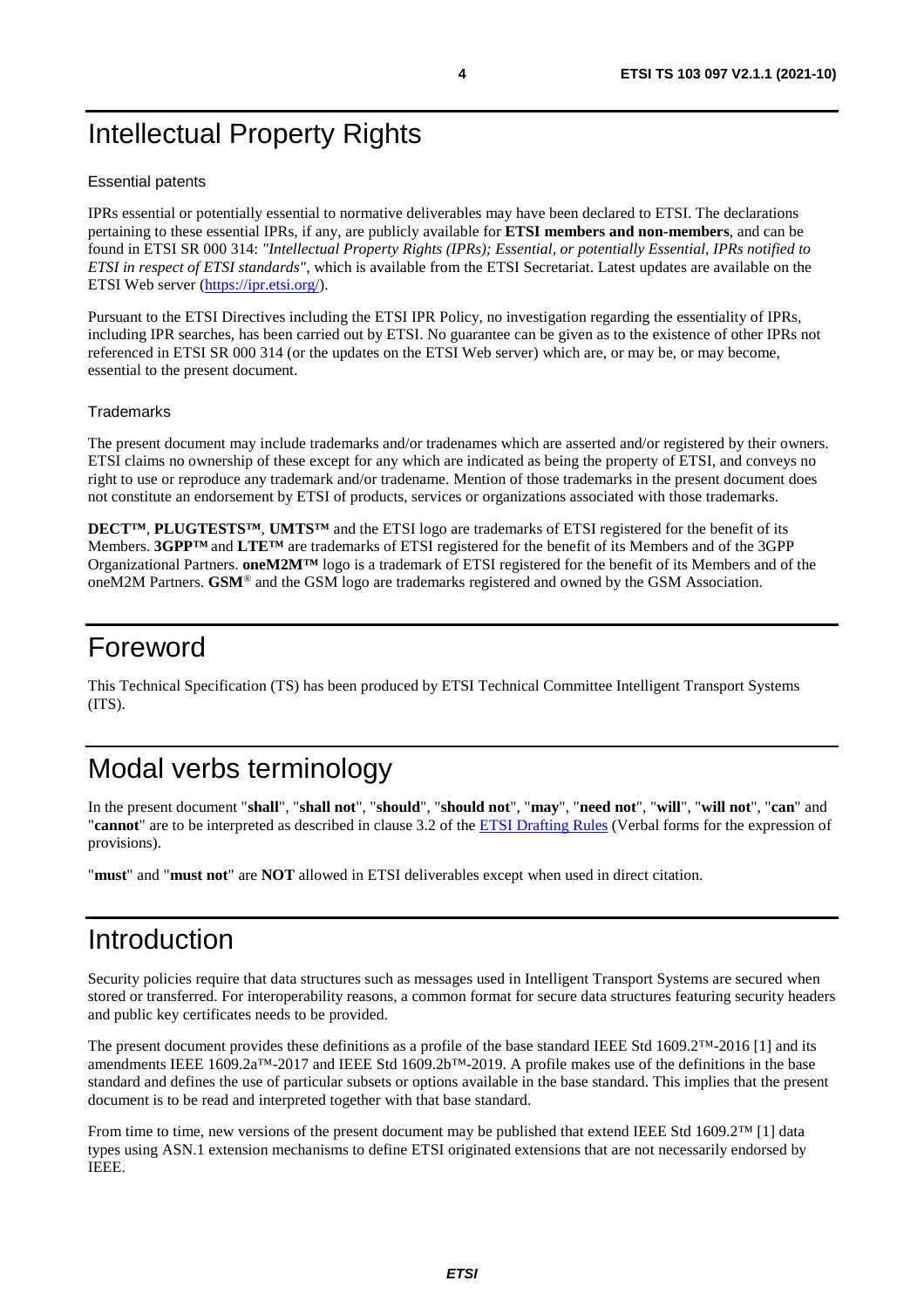# Intellectual Property Rights

Essential patents

IPRs essential or potentially essential to normative deliverables may have been declared to ETSI. The declarations pertaining to these essential IPRs, if any, are publicly available for **ETSI members and non-members**, and can be found in ETSI SR 000 314: *"Intellectual Property Rights (IPRs); Essential, or potentially Essential, IPRs notified to ETSI in respect of ETSI standards"*, which is available from the ETSI Secretariat. Latest updates are available on the ETSI Web server (https://ipr.etsi.org/).

Pursuant to the ETSI Directives including the ETSI IPR Policy, no investigation regarding the essentiality of IPRs, including IPR searches, has been carried out by ETSI. No guarantee can be given as to the existence of other IPRs not referenced in ETSI SR 000 314 (or the updates on the ETSI Web server) which are, or may be, or may become, essential to the present document.

Trademarks

The present document may include trademarks and/or tradenames which are asserted and/or registered by their owners. ETSI claims no ownership of these except for any which are indicated as being the property of ETSI, and conveys no right to use or reproduce any trademark and/or tradename. Mention of those trademarks in the present document does not constitute an endorsement by ETSI of products, services or organizations associated with those trademarks.

**DECT™**, **PLUGTESTS™**, **UMTS™** and the ETSI logo are trademarks of ETSI registered for the benefit of its Members. **3GPP™** and **LTE™** are trademarks of ETSI registered for the benefit of its Members and of the 3GPP Organizational Partners. **oneM2M™** logo is a trademark of ETSI registered for the benefit of its Members and of the oneM2M Partners. **GSM**® and the GSM logo are trademarks registered and owned by the GSM Association.

# Foreword

This Technical Specification (TS) has been produced by ETSI Technical Committee Intelligent Transport Systems (ITS).

# Modal verbs terminology

In the present document "**shall**", "**shall not**", "**should**", "**should not**", "**may**", "**need not**", "**will**", "**will not**", "**can**" and "**cannot**" are to be interpreted as described in clause 3.2 of the ETSI Drafting Rules (Verbal forms for the expression of provisions).

"**must**" and "**must not**" are **NOT** allowed in ETSI deliverables except when used in direct citation.

# Introduction

Security policies require that data structures such as messages used in Intelligent Transport Systems are secured when stored or transferred. For interoperability reasons, a common format for secure data structures featuring security headers and public key certificates needs to be provided.

The present document provides these definitions as a profile of the base standard IEEE Std 1609.2™-2016 [1] and its amendments IEEE 1609.2a™-2017 and IEEE Std 1609.2b™-2019. A profile makes use of the definitions in the base standard and defines the use of particular subsets or options available in the base standard. This implies that the present document is to be read and interpreted together with that base standard.

From time to time, new versions of the present document may be published that extend IEEE Std 1609.2™ [1] data types using ASN.1 extension mechanisms to define ETSI originated extensions that are not necessarily endorsed by IEEE.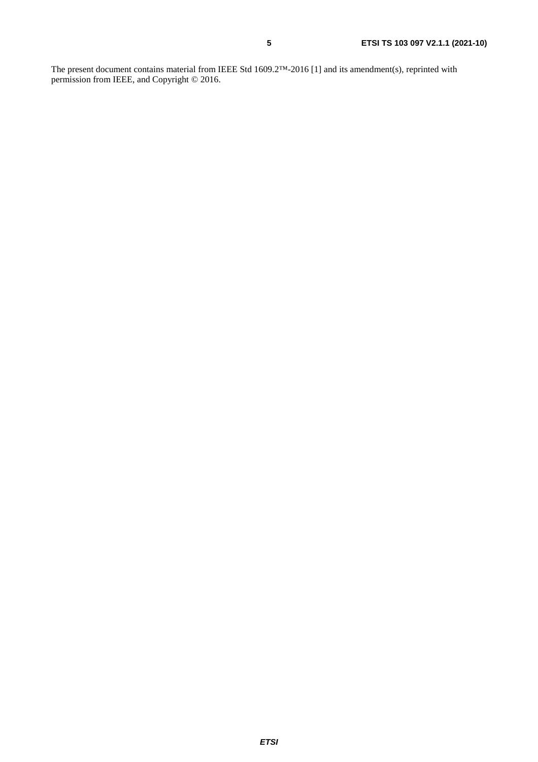The present document contains material from IEEE Std 1609.2™-2016 [1] and its amendment(s), reprinted with permission from IEEE, and Copyright © 2016.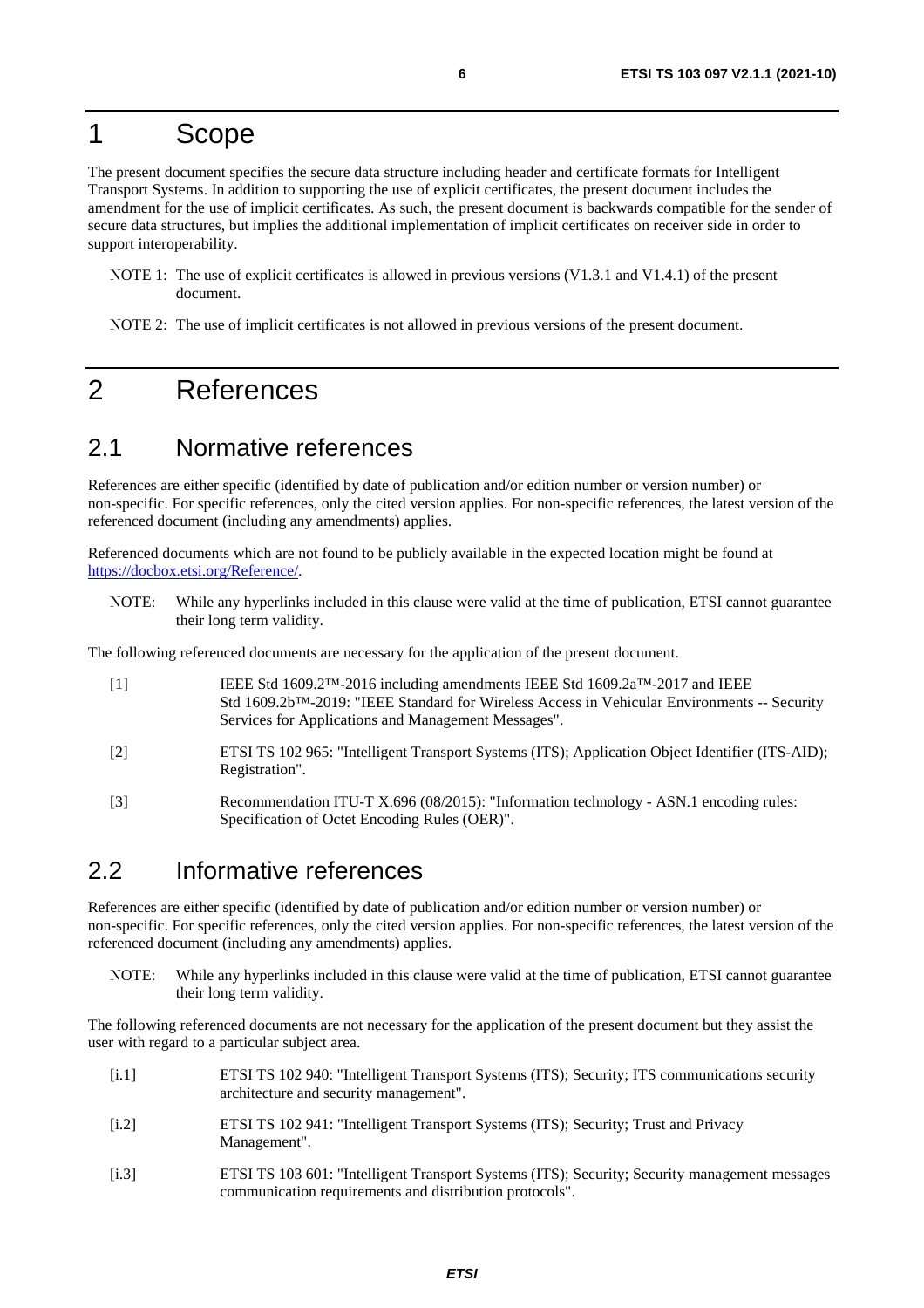# 1 Scope

The present document specifies the secure data structure including header and certificate formats for Intelligent Transport Systems. In addition to supporting the use of explicit certificates, the present document includes the amendment for the use of implicit certificates. As such, the present document is backwards compatible for the sender of secure data structures, but implies the additional implementation of implicit certificates on receiver side in order to support interoperability.

NOTE 1: The use of explicit certificates is allowed in previous versions (V1.3.1 and V1.4.1) of the present document.

NOTE 2: The use of implicit certificates is not allowed in previous versions of the present document.

# 2 References

## 2.1 Normative references

References are either specific (identified by date of publication and/or edition number or version number) or non-specific. For specific references, only the cited version applies. For non-specific references, the latest version of the referenced document (including any amendments) applies.

Referenced documents which are not found to be publicly available in the expected location might be found at https://docbox.etsi.org/Reference/.

NOTE: While any hyperlinks included in this clause were valid at the time of publication, ETSI cannot guarantee their long term validity.

The following referenced documents are necessary for the application of the present document.

[1] IEEE Std 1609.2™-2016 including amendments IEEE Std 1609.2a™-2017 and IEEE Std 1609.2b™-2019: "IEEE Standard for Wireless Access in Vehicular Environments -- Security Services for Applications and Management Messages".

[2] ETSI TS 102 965: "Intelligent Transport Systems (ITS); Application Object Identifier (ITS-AID); Registration".

[3] Recommendation ITU-T X.696 (08/2015): "Information technology - ASN.1 encoding rules: Specification of Octet Encoding Rules (OER)".

## 2.2 Informative references

References are either specific (identified by date of publication and/or edition number or version number) or non-specific. For specific references, only the cited version applies. For non-specific references, the latest version of the referenced document (including any amendments) applies.

NOTE: While any hyperlinks included in this clause were valid at the time of publication, ETSI cannot guarantee their long term validity.

The following referenced documents are not necessary for the application of the present document but they assist the user with regard to a particular subject area.

[i.1] ETSI TS 102 940: "Intelligent Transport Systems (ITS); Security; ITS communications security architecture and security management".

[i.2] ETSI TS 102 941: "Intelligent Transport Systems (ITS); Security; Trust and Privacy Management".

[i.3] ETSI TS 103 601: "Intelligent Transport Systems (ITS); Security; Security management messages communication requirements and distribution protocols".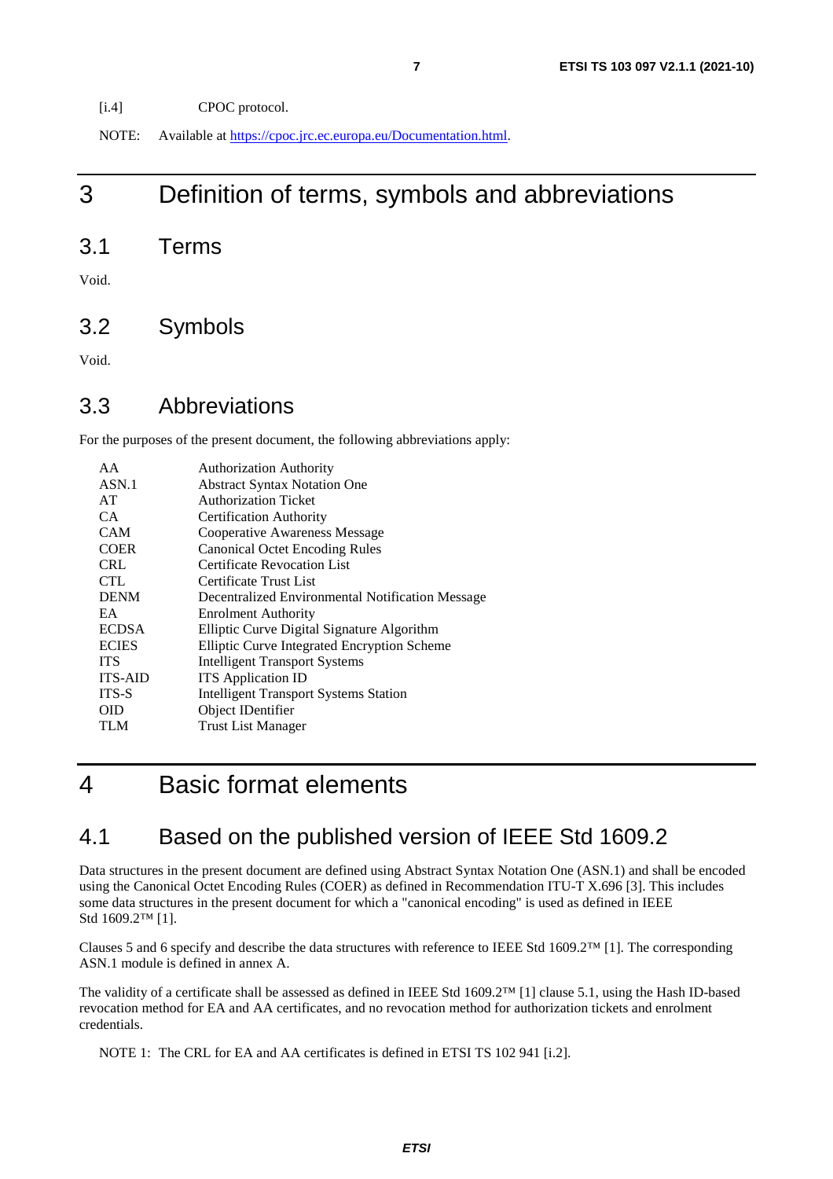[i.4] CPOC protocol.

NOTE: Available at https://cpoc.jrc.ec.europa.eu/Documentation.html.

# 3 Definition of terms, symbols and abbreviations

## 3.1 Terms

Void.

## 3.2 Symbols

Void.

## 3.3 Abbreviations

For the purposes of the present document, the following abbreviations apply:

| | |
|---|---|
| AA | Authorization Authority |
| ASN.1 | Abstract Syntax Notation One |
| AT | Authorization Ticket |
| CA | Certification Authority |
| CAM | Cooperative Awareness Message |
| COER | Canonical Octet Encoding Rules |
| CRL | Certificate Revocation List |
| CTL | Certificate Trust List |
| DENM | Decentralized Environmental Notification Message |
| EA | Enrolment Authority |
| ECDSA | Elliptic Curve Digital Signature Algorithm |
| ECIES | Elliptic Curve Integrated Encryption Scheme |
| ITS | Intelligent Transport Systems |
| ITS-AID | ITS Application ID |
| ITS-S | Intelligent Transport Systems Station |
| OID | Object IDentifier |
| TLM | Trust List Manager |

# 4 Basic format elements

## 4.1 Based on the published version of IEEE Std 1609.2

Data structures in the present document are defined using Abstract Syntax Notation One (ASN.1) and shall be encoded using the Canonical Octet Encoding Rules (COER) as defined in Recommendation ITU-T X.696 [3]. This includes some data structures in the present document for which a "canonical encoding" is used as defined in IEEE Std 1609.2™ [1].

Clauses 5 and 6 specify and describe the data structures with reference to IEEE Std 1609.2™ [1]. The corresponding ASN.1 module is defined in annex A.

The validity of a certificate shall be assessed as defined in IEEE Std 1609.2™ [1] clause 5.1, using the Hash ID-based revocation method for EA and AA certificates, and no revocation method for authorization tickets and enrolment credentials.

NOTE 1: The CRL for EA and AA certificates is defined in ETSI TS 102 941 [i.2].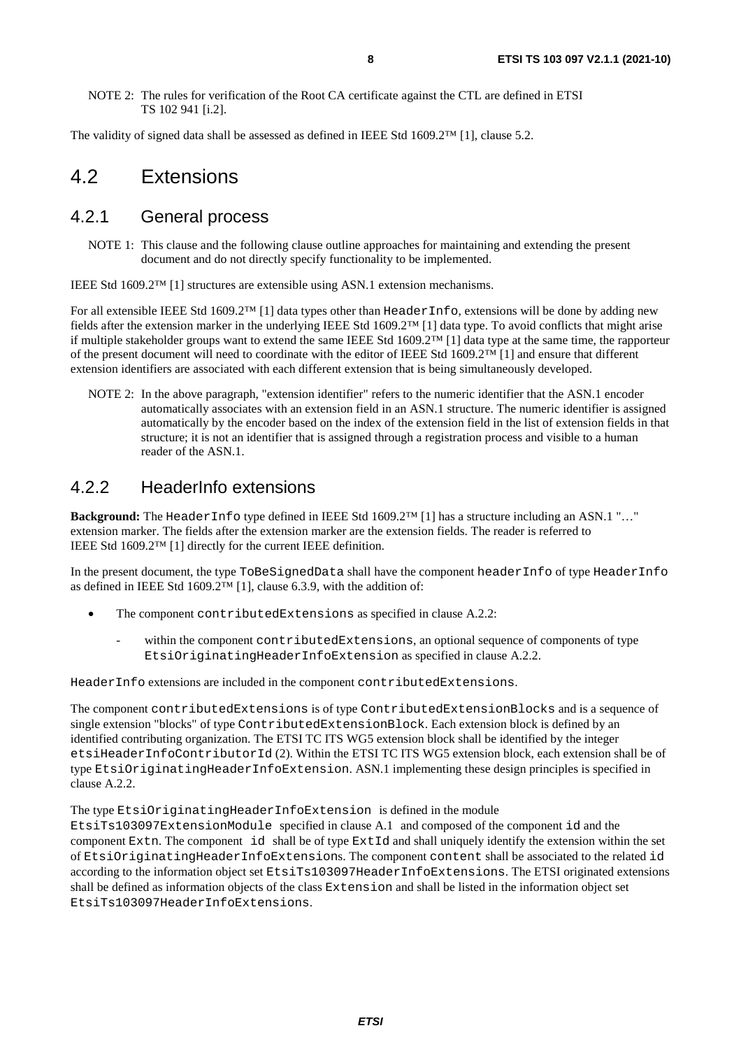NOTE 2: The rules for verification of the Root CA certificate against the CTL are defined in ETSI TS 102 941 [i.2].

The validity of signed data shall be assessed as defined in IEEE Std 1609.2™ [1], clause 5.2.

## 4.2 Extensions

### 4.2.1 General process

NOTE 1: This clause and the following clause outline approaches for maintaining and extending the present document and do not directly specify functionality to be implemented.

IEEE Std 1609.2™ [1] structures are extensible using ASN.1 extension mechanisms.

For all extensible IEEE Std 1609.2™ [1] data types other than `HeaderInfo`, extensions will be done by adding new fields after the extension marker in the underlying IEEE Std 1609.2™ [1] data type. To avoid conflicts that might arise if multiple stakeholder groups want to extend the same IEEE Std 1609.2™ [1] data type at the same time, the rapporteur of the present document will need to coordinate with the editor of IEEE Std 1609.2™ [1] and ensure that different extension identifiers are associated with each different extension that is being simultaneously developed.

NOTE 2: In the above paragraph, "extension identifier" refers to the numeric identifier that the ASN.1 encoder automatically associates with an extension field in an ASN.1 structure. The numeric identifier is assigned automatically by the encoder based on the index of the extension field in the list of extension fields in that structure; it is not an identifier that is assigned through a registration process and visible to a human reader of the ASN.1.

### 4.2.2 HeaderInfo extensions

**Background:** The `HeaderInfo` type defined in IEEE Std 1609.2™ [1] has a structure including an ASN.1 "…" extension marker. The fields after the extension marker are the extension fields. The reader is referred to IEEE Std 1609.2™ [1] directly for the current IEEE definition.

In the present document, the type `ToBeSignedData` shall have the component `headerInfo` of type `HeaderInfo` as defined in IEEE Std 1609.2™ [1], clause 6.3.9, with the addition of:

- The component `contributedExtensions` as specified in clause A.2.2:
  - within the component `contributedExtensions`, an optional sequence of components of type `EtsiOriginatingHeaderInfoExtension` as specified in clause A.2.2.

`HeaderInfo` extensions are included in the component `contributedExtensions`.

The component `contributedExtensions` is of type `ContributedExtensionBlocks` and is a sequence of single extension "blocks" of type `ContributedExtensionBlock`. Each extension block is defined by an identified contributing organization. The ETSI TC ITS WG5 extension block shall be identified by the integer `etsiHeaderInfoContributorId` (2). Within the ETSI TC ITS WG5 extension block, each extension shall be of type `EtsiOriginatingHeaderInfoExtension`. ASN.1 implementing these design principles is specified in clause A.2.2.

The type `EtsiOriginatingHeaderInfoExtension` is defined in the module `EtsiTs103097ExtensionModule` specified in clause A.1 and composed of the component `id` and the component `Extn`. The component `id` shall be of type `ExtId` and shall uniquely identify the extension within the set of `EtsiOriginatingHeaderInfoExtension`s. The component `content` shall be associated to the related `id` according to the information object set `EtsiTs103097HeaderInfoExtensions`. The ETSI originated extensions shall be defined as information objects of the class `Extension` and shall be listed in the information object set `EtsiTs103097HeaderInfoExtensions`.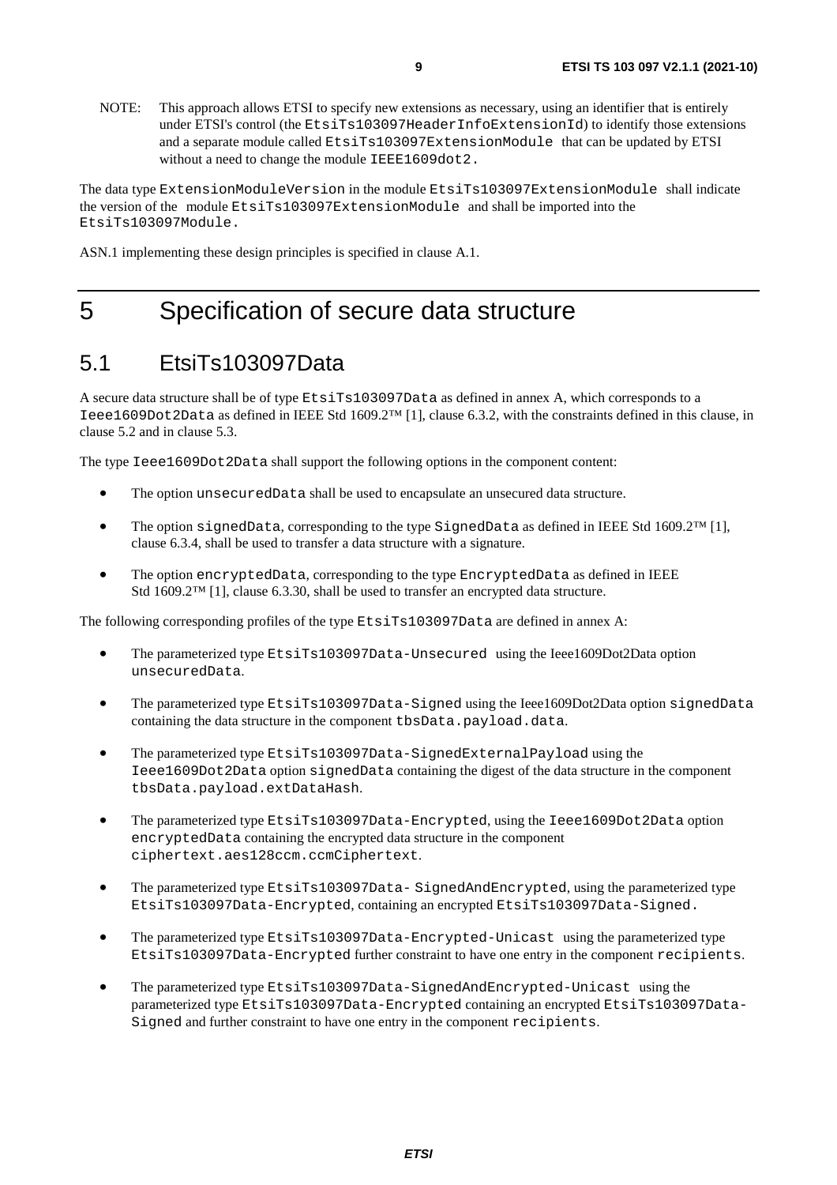NOTE: This approach allows ETSI to specify new extensions as necessary, using an identifier that is entirely under ETSI's control (the EtsiTs103097HeaderInfoExtensionId) to identify those extensions and a separate module called EtsiTs103097ExtensionModule that can be updated by ETSI without a need to change the module IEEE1609dot2.

The data type ExtensionModuleVersion in the module EtsiTs103097ExtensionModule shall indicate the version of the module EtsiTs103097ExtensionModule and shall be imported into the EtsiTs103097Module.

ASN.1 implementing these design principles is specified in clause A.1.

# 5 Specification of secure data structure

## 5.1 EtsiTs103097Data

A secure data structure shall be of type EtsiTs103097Data as defined in annex A, which corresponds to a Ieee1609Dot2Data as defined in IEEE Std 1609.2™ [1], clause 6.3.2, with the constraints defined in this clause, in clause 5.2 and in clause 5.3.

The type Ieee1609Dot2Data shall support the following options in the component content:

- The option unsecuredData shall be used to encapsulate an unsecured data structure.
- The option signedData, corresponding to the type SignedData as defined in IEEE Std 1609.2™ [1], clause 6.3.4, shall be used to transfer a data structure with a signature.
- The option encryptedData, corresponding to the type EncryptedData as defined in IEEE Std 1609.2™ [1], clause 6.3.30, shall be used to transfer an encrypted data structure.

The following corresponding profiles of the type EtsiTs103097Data are defined in annex A:

- The parameterized type EtsiTs103097Data-Unsecured using the Ieee1609Dot2Data option unsecuredData.
- The parameterized type EtsiTs103097Data-Signed using the Ieee1609Dot2Data option signedData containing the data structure in the component tbsData.payload.data.
- The parameterized type EtsiTs103097Data-SignedExternalPayload using the Ieee1609Dot2Data option signedData containing the digest of the data structure in the component tbsData.payload.extDataHash.
- The parameterized type EtsiTs103097Data-Encrypted, using the Ieee1609Dot2Data option encryptedData containing the encrypted data structure in the component ciphertext.aes128ccm.ccmCiphertext.
- The parameterized type EtsiTs103097Data- SignedAndEncrypted, using the parameterized type EtsiTs103097Data-Encrypted, containing an encrypted EtsiTs103097Data-Signed.
- The parameterized type EtsiTs103097Data-Encrypted-Unicast using the parameterized type EtsiTs103097Data-Encrypted further constraint to have one entry in the component recipients.
- The parameterized type EtsiTs103097Data-SignedAndEncrypted-Unicast using the parameterized type EtsiTs103097Data-Encrypted containing an encrypted EtsiTs103097Data-Signed and further constraint to have one entry in the component recipients.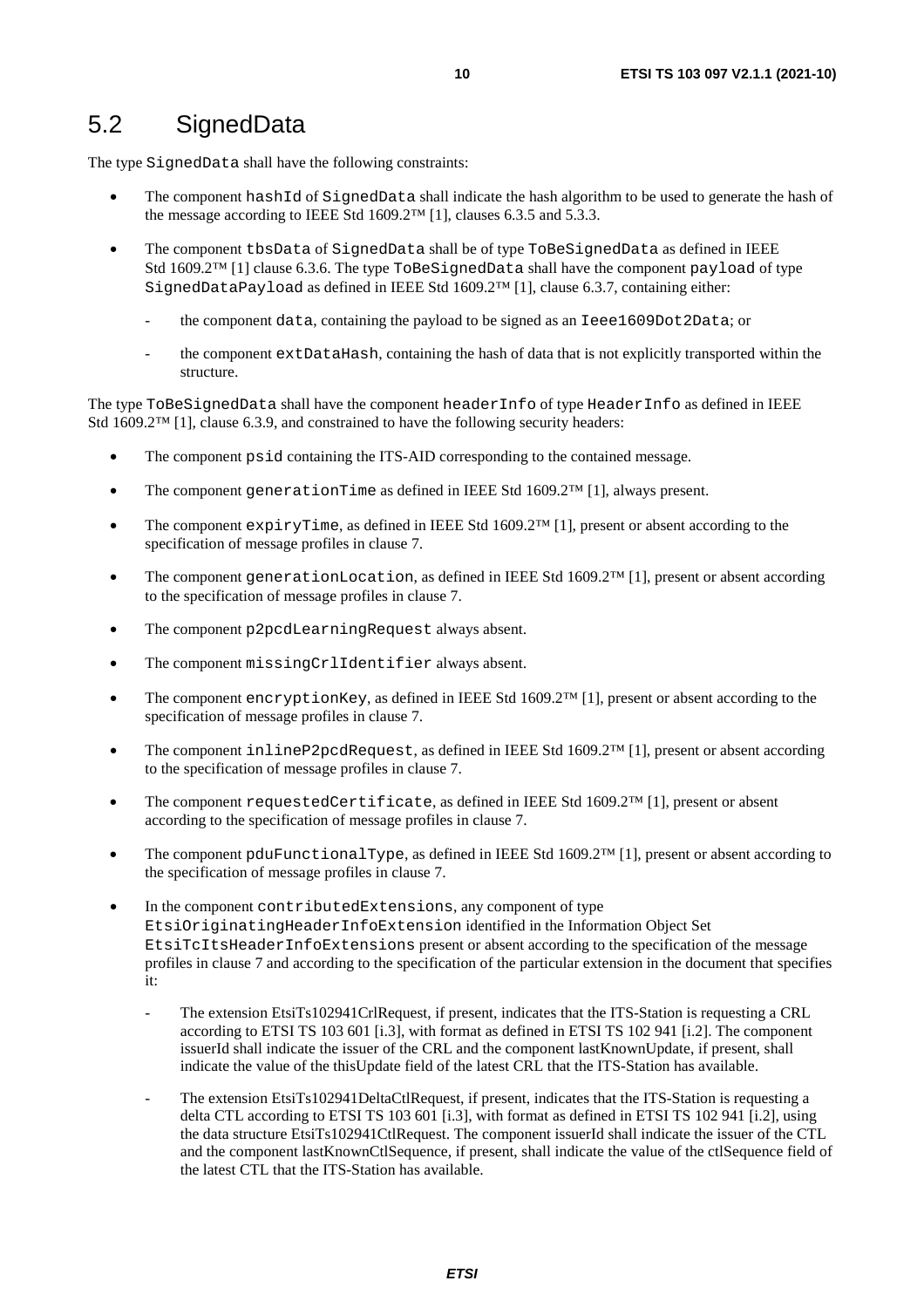## 5.2 SignedData

The type SignedData shall have the following constraints:

- The component hashId of SignedData shall indicate the hash algorithm to be used to generate the hash of the message according to IEEE Std 1609.2™ [1], clauses 6.3.5 and 5.3.3.
- The component tbsData of SignedData shall be of type ToBeSignedData as defined in IEEE Std 1609.2™ [1] clause 6.3.6. The type ToBeSignedData shall have the component payload of type SignedDataPayload as defined in IEEE Std 1609.2™ [1], clause 6.3.7, containing either:
  - the component data, containing the payload to be signed as an Ieee1609Dot2Data; or
  - the component extDataHash, containing the hash of data that is not explicitly transported within the structure.

The type ToBeSignedData shall have the component headerInfo of type HeaderInfo as defined in IEEE Std 1609.2™ [1], clause 6.3.9, and constrained to have the following security headers:

- The component psid containing the ITS-AID corresponding to the contained message.
- The component generationTime as defined in IEEE Std 1609.2™ [1], always present.
- The component expiryTime, as defined in IEEE Std 1609.2™ [1], present or absent according to the specification of message profiles in clause 7.
- The component generationLocation, as defined in IEEE Std 1609.2™ [1], present or absent according to the specification of message profiles in clause 7.
- The component p2pcdLearningRequest always absent.
- The component missingCrlIdentifier always absent.
- The component encryptionKey, as defined in IEEE Std 1609.2™ [1], present or absent according to the specification of message profiles in clause 7.
- The component inlineP2pcdRequest, as defined in IEEE Std 1609.2™ [1], present or absent according to the specification of message profiles in clause 7.
- The component requestedCertificate, as defined in IEEE Std 1609.2™ [1], present or absent according to the specification of message profiles in clause 7.
- The component pduFunctionalType, as defined in IEEE Std 1609.2™ [1], present or absent according to the specification of message profiles in clause 7.
- In the component contributedExtensions, any component of type EtsiOriginatingHeaderInfoExtension identified in the Information Object Set EtsiTcItsHeaderInfoExtensions present or absent according to the specification of the message profiles in clause 7 and according to the specification of the particular extension in the document that specifies it:
  - The extension EtsiTs102941CrlRequest, if present, indicates that the ITS-Station is requesting a CRL according to ETSI TS 103 601 [i.3], with format as defined in ETSI TS 102 941 [i.2]. The component issuerId shall indicate the issuer of the CRL and the component lastKnownUpdate, if present, shall indicate the value of the thisUpdate field of the latest CRL that the ITS-Station has available.
  - The extension EtsiTs102941DeltaCtlRequest, if present, indicates that the ITS-Station is requesting a delta CTL according to ETSI TS 103 601 [i.3], with format as defined in ETSI TS 102 941 [i.2], using the data structure EtsiTs102941CtlRequest. The component issuerId shall indicate the issuer of the CTL and the component lastKnownCtlSequence, if present, shall indicate the value of the ctlSequence field of the latest CTL that the ITS-Station has available.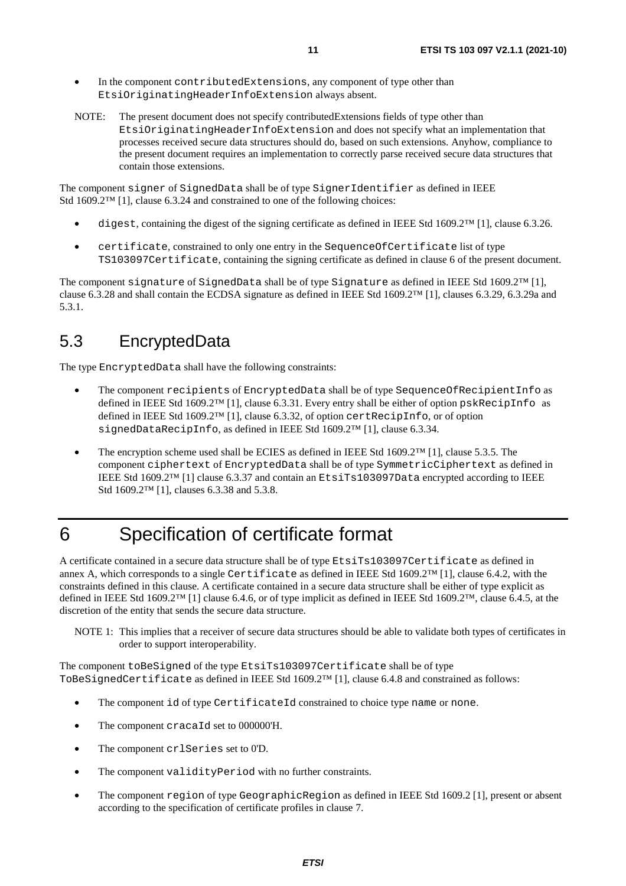- In the component `contributedExtensions`, any component of type other than `EtsiOriginatingHeaderInfoExtension` always absent.

NOTE: The present document does not specify contributedExtensions fields of type other than `EtsiOriginatingHeaderInfoExtension` and does not specify what an implementation that processes received secure data structures should do, based on such extensions. Anyhow, compliance to the present document requires an implementation to correctly parse received secure data structures that contain those extensions.

The component `signer` of `SignedData` shall be of type `SignerIdentifier` as defined in IEEE Std 1609.2™ [1], clause 6.3.24 and constrained to one of the following choices:

- `digest`, containing the digest of the signing certificate as defined in IEEE Std 1609.2™ [1], clause 6.3.26.
- `certificate`, constrained to only one entry in the `SequenceOfCertificate` list of type `TS103097Certificate`, containing the signing certificate as defined in clause 6 of the present document.

The component `signature` of `SignedData` shall be of type `Signature` as defined in IEEE Std 1609.2™ [1], clause 6.3.28 and shall contain the ECDSA signature as defined in IEEE Std 1609.2™ [1], clauses 6.3.29, 6.3.29a and 5.3.1.

## 5.3 EncryptedData

The type `EncryptedData` shall have the following constraints:

- The component `recipients` of `EncryptedData` shall be of type `SequenceOfRecipientInfo` as defined in IEEE Std 1609.2™ [1], clause 6.3.31. Every entry shall be either of option `pskRecipInfo` as defined in IEEE Std 1609.2™ [1], clause 6.3.32, of option `certRecipInfo`, or of option `signedDataRecipInfo`, as defined in IEEE Std 1609.2™ [1], clause 6.3.34.
- The encryption scheme used shall be ECIES as defined in IEEE Std 1609.2™ [1], clause 5.3.5. The component `ciphertext` of `EncryptedData` shall be of type `SymmetricCiphertext` as defined in IEEE Std 1609.2™ [1] clause 6.3.37 and contain an `EtsiTs103097Data` encrypted according to IEEE Std 1609.2™ [1], clauses 6.3.38 and 5.3.8.

# 6 Specification of certificate format

A certificate contained in a secure data structure shall be of type `EtsiTs103097Certificate` as defined in annex A, which corresponds to a single `Certificate` as defined in IEEE Std 1609.2™ [1], clause 6.4.2, with the constraints defined in this clause. A certificate contained in a secure data structure shall be either of type explicit as defined in IEEE Std 1609.2™ [1] clause 6.4.6, or of type implicit as defined in IEEE Std 1609.2™, clause 6.4.5, at the discretion of the entity that sends the secure data structure.

NOTE 1: This implies that a receiver of secure data structures should be able to validate both types of certificates in order to support interoperability.

The component `toBeSigned` of the type `EtsiTs103097Certificate` shall be of type `ToBeSignedCertificate` as defined in IEEE Std 1609.2™ [1], clause 6.4.8 and constrained as follows:

- The component `id` of type `CertificateId` constrained to choice type `name` or `none`.
- The component `cracaId` set to 000000'H.
- The component `crlSeries` set to 0'D.
- The component `validityPeriod` with no further constraints.
- The component `region` of type `GeographicRegion` as defined in IEEE Std 1609.2 [1], present or absent according to the specification of certificate profiles in clause 7.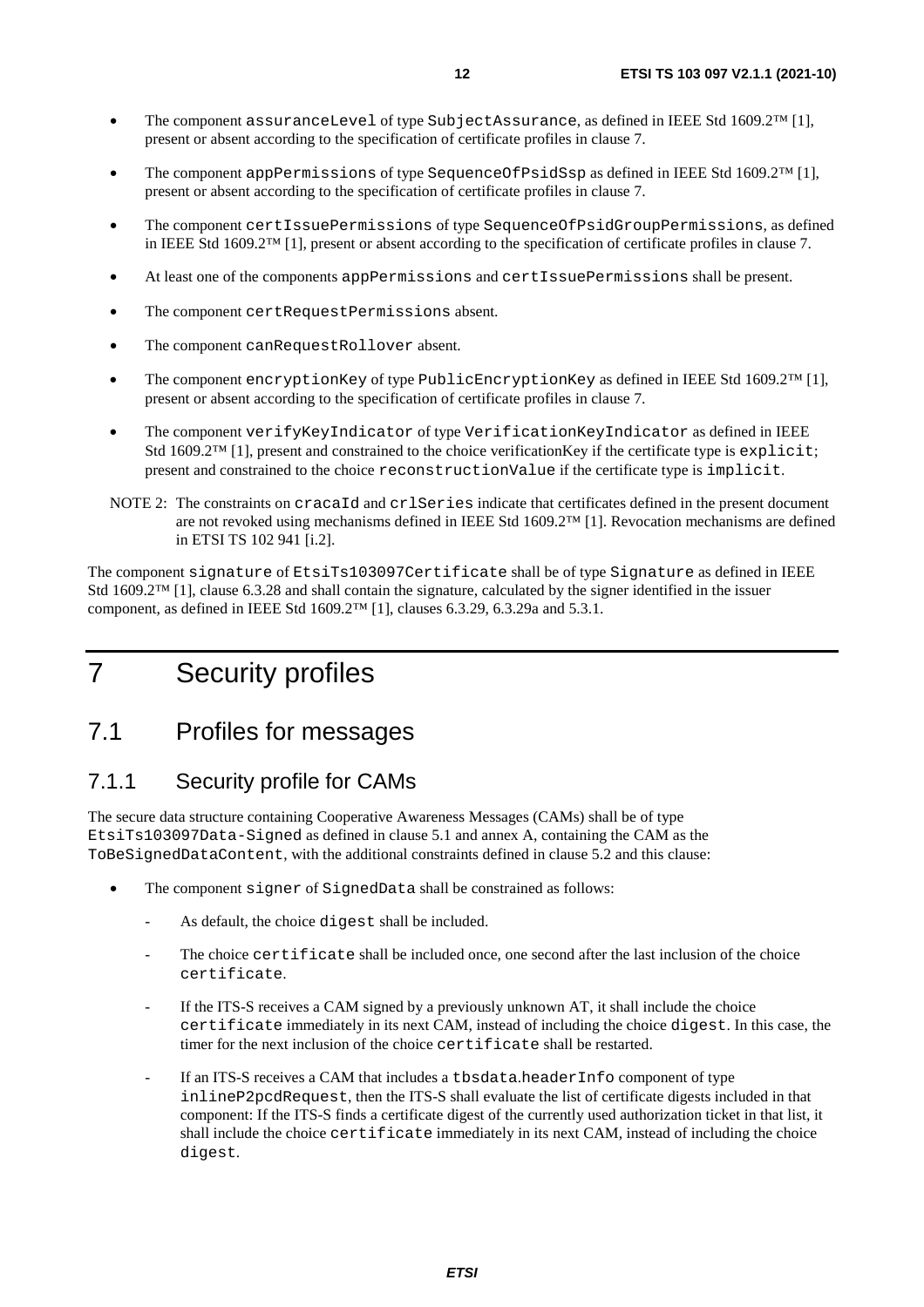- The component `assuranceLevel` of type `SubjectAssurance`, as defined in IEEE Std 1609.2™ [1], present or absent according to the specification of certificate profiles in clause 7.
- The component `appPermissions` of type `SequenceOfPsidSsp` as defined in IEEE Std 1609.2™ [1], present or absent according to the specification of certificate profiles in clause 7.
- The component `certIssuePermissions` of type `SequenceOfPsidGroupPermissions`, as defined in IEEE Std 1609.2™ [1], present or absent according to the specification of certificate profiles in clause 7.
- At least one of the components `appPermissions` and `certIssuePermissions` shall be present.
- The component `certRequestPermissions` absent.
- The component `canRequestRollover` absent.
- The component `encryptionKey` of type `PublicEncryptionKey` as defined in IEEE Std 1609.2™ [1], present or absent according to the specification of certificate profiles in clause 7.
- The component `verifyKeyIndicator` of type `VerificationKeyIndicator` as defined in IEEE Std 1609.2™ [1], present and constrained to the choice verificationKey if the certificate type is `explicit`; present and constrained to the choice `reconstructionValue` if the certificate type is `implicit`.

NOTE 2: The constraints on `cracaId` and `crlSeries` indicate that certificates defined in the present document are not revoked using mechanisms defined in IEEE Std 1609.2™ [1]. Revocation mechanisms are defined in ETSI TS 102 941 [i.2].

The component `signature` of `EtsiTs103097Certificate` shall be of type `Signature` as defined in IEEE Std 1609.2™ [1], clause 6.3.28 and shall contain the signature, calculated by the signer identified in the issuer component, as defined in IEEE Std 1609.2™ [1], clauses 6.3.29, 6.3.29a and 5.3.1.

# 7 Security profiles

## 7.1 Profiles for messages

### 7.1.1 Security profile for CAMs

The secure data structure containing Cooperative Awareness Messages (CAMs) shall be of type `EtsiTs103097Data-Signed` as defined in clause 5.1 and annex A, containing the CAM as the `ToBeSignedDataContent`, with the additional constraints defined in clause 5.2 and this clause:

- The component `signer` of `SignedData` shall be constrained as follows:
  - As default, the choice `digest` shall be included.
  - The choice `certificate` shall be included once, one second after the last inclusion of the choice `certificate`.
  - If the ITS-S receives a CAM signed by a previously unknown AT, it shall include the choice `certificate` immediately in its next CAM, instead of including the choice `digest`. In this case, the timer for the next inclusion of the choice `certificate` shall be restarted.
  - If an ITS-S receives a CAM that includes a `tbsdata.headerInfo` component of type `inlineP2pcdRequest`, then the ITS-S shall evaluate the list of certificate digests included in that component: If the ITS-S finds a certificate digest of the currently used authorization ticket in that list, it shall include the choice `certificate` immediately in its next CAM, instead of including the choice `digest`.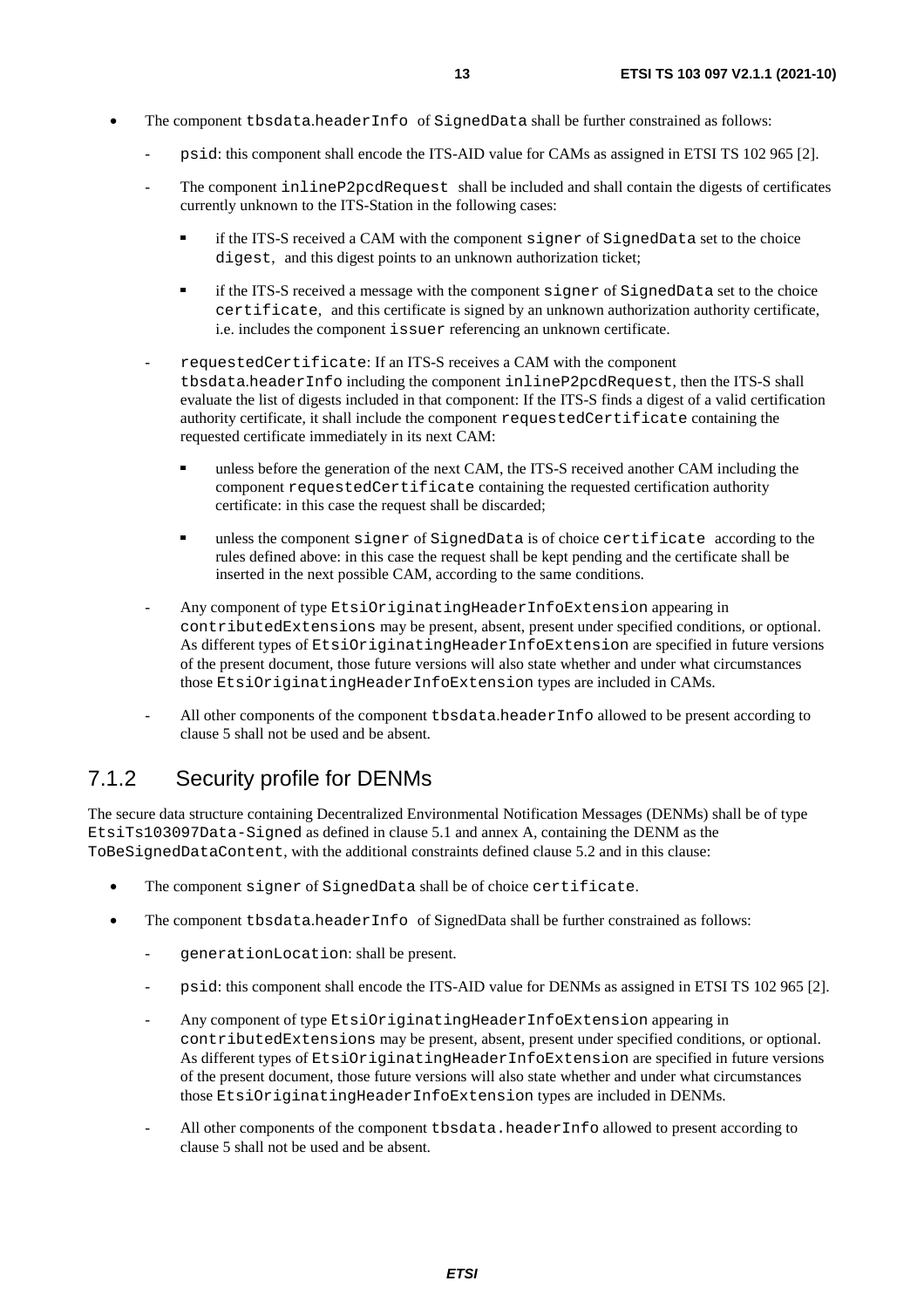- The component `tbsdata.headerInfo` of `SignedData` shall be further constrained as follows:
    - `psid`: this component shall encode the ITS-AID value for CAMs as assigned in ETSI TS 102 965 [2].
    - The component `inlineP2pcdRequest` shall be included and shall contain the digests of certificates currently unknown to the ITS-Station in the following cases:
        - if the ITS-S received a CAM with the component `signer` of `SignedData` set to the choice `digest`, and this digest points to an unknown authorization ticket;
        - if the ITS-S received a message with the component `signer` of `SignedData` set to the choice `certificate`, and this certificate is signed by an unknown authorization authority certificate, i.e. includes the component `issuer` referencing an unknown certificate.
    - `requestedCertificate`: If an ITS-S receives a CAM with the component `tbsdata.headerInfo` including the component `inlineP2pcdRequest`, then the ITS-S shall evaluate the list of digests included in that component: If the ITS-S finds a digest of a valid certification authority certificate, it shall include the component `requestedCertificate` containing the requested certificate immediately in its next CAM:
        - unless before the generation of the next CAM, the ITS-S received another CAM including the component `requestedCertificate` containing the requested certification authority certificate: in this case the request shall be discarded;
        - unless the component `signer` of `SignedData` is of choice `certificate` according to the rules defined above: in this case the request shall be kept pending and the certificate shall be inserted in the next possible CAM, according to the same conditions.
    - Any component of type `EtsiOriginatingHeaderInfoExtension` appearing in `contributedExtensions` may be present, absent, present under specified conditions, or optional. As different types of `EtsiOriginatingHeaderInfoExtension` are specified in future versions of the present document, those future versions will also state whether and under what circumstances those `EtsiOriginatingHeaderInfoExtension` types are included in CAMs.
    - All other components of the component `tbsdata.headerInfo` allowed to be present according to clause 5 shall not be used and be absent.

### 7.1.2 Security profile for DENMs

The secure data structure containing Decentralized Environmental Notification Messages (DENMs) shall be of type `EtsiTs103097Data-Signed` as defined in clause 5.1 and annex A, containing the DENM as the `ToBeSignedDataContent`, with the additional constraints defined clause 5.2 and in this clause:

- The component `signer` of `SignedData` shall be of choice `certificate`.
- The component `tbsdata.headerInfo` of SignedData shall be further constrained as follows:
    - `generationLocation`: shall be present.
    - `psid`: this component shall encode the ITS-AID value for DENMs as assigned in ETSI TS 102 965 [2].
    - Any component of type `EtsiOriginatingHeaderInfoExtension` appearing in `contributedExtensions` may be present, absent, present under specified conditions, or optional. As different types of `EtsiOriginatingHeaderInfoExtension` are specified in future versions of the present document, those future versions will also state whether and under what circumstances those `EtsiOriginatingHeaderInfoExtension` types are included in DENMs.
    - All other components of the component `tbsdata.headerInfo` allowed to present according to clause 5 shall not be used and be absent.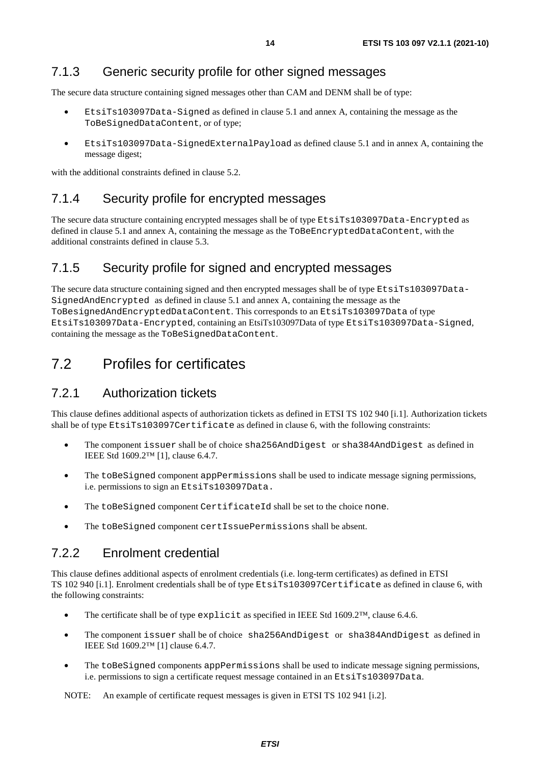### 7.1.3 Generic security profile for other signed messages

The secure data structure containing signed messages other than CAM and DENM shall be of type:

- EtsiTs103097Data-Signed as defined in clause 5.1 and annex A, containing the message as the ToBeSignedDataContent, or of type;
- EtsiTs103097Data-SignedExternalPayload as defined clause 5.1 and in annex A, containing the message digest;

with the additional constraints defined in clause 5.2.

### 7.1.4 Security profile for encrypted messages

The secure data structure containing encrypted messages shall be of type EtsiTs103097Data-Encrypted as defined in clause 5.1 and annex A, containing the message as the ToBeEncryptedDataContent, with the additional constraints defined in clause 5.3.

### 7.1.5 Security profile for signed and encrypted messages

The secure data structure containing signed and then encrypted messages shall be of type EtsiTs103097Data-SignedAndEncrypted as defined in clause 5.1 and annex A, containing the message as the ToBesignedAndEncryptedDataContent. This corresponds to an EtsiTs103097Data of type EtsiTs103097Data-Encrypted, containing an EtsiTs103097Data of type EtsiTs103097Data-Signed, containing the message as the ToBeSignedDataContent.

## 7.2 Profiles for certificates

### 7.2.1 Authorization tickets

This clause defines additional aspects of authorization tickets as defined in ETSI TS 102 940 [i.1]. Authorization tickets shall be of type EtsiTs103097Certificate as defined in clause 6, with the following constraints:

- The component issuer shall be of choice sha256AndDigest or sha384AndDigest as defined in IEEE Std 1609.2™ [1], clause 6.4.7.
- The toBeSigned component appPermissions shall be used to indicate message signing permissions, i.e. permissions to sign an EtsiTs103097Data.
- The toBeSigned component CertificateId shall be set to the choice none.
- The toBeSigned component certIssuePermissions shall be absent.

### 7.2.2 Enrolment credential

This clause defines additional aspects of enrolment credentials (i.e. long-term certificates) as defined in ETSI TS 102 940 [i.1]. Enrolment credentials shall be of type EtsiTs103097Certificate as defined in clause 6, with the following constraints:

- The certificate shall be of type explicit as specified in IEEE Std 1609.2™, clause 6.4.6.
- The component issuer shall be of choice sha256AndDigest or sha384AndDigest as defined in IEEE Std 1609.2™ [1] clause 6.4.7.
- The toBeSigned components appPermissions shall be used to indicate message signing permissions, i.e. permissions to sign a certificate request message contained in an EtsiTs103097Data.

NOTE: An example of certificate request messages is given in ETSI TS 102 941 [i.2].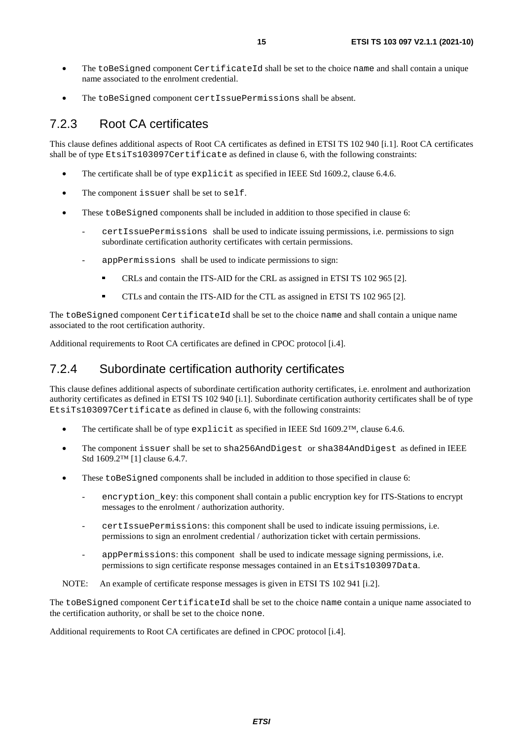- The toBeSigned component CertificateId shall be set to the choice name and shall contain a unique name associated to the enrolment credential.
- The toBeSigned component certIssuePermissions shall be absent.

### 7.2.3 Root CA certificates

This clause defines additional aspects of Root CA certificates as defined in ETSI TS 102 940 [i.1]. Root CA certificates shall be of type EtsiTs103097Certificate as defined in clause 6, with the following constraints:

- The certificate shall be of type explicit as specified in IEEE Std 1609.2, clause 6.4.6.
- The component issuer shall be set to self.
- These toBeSigned components shall be included in addition to those specified in clause 6:
  - certIssuePermissions shall be used to indicate issuing permissions, i.e. permissions to sign subordinate certification authority certificates with certain permissions.
  - appPermissions shall be used to indicate permissions to sign:
    - CRLs and contain the ITS-AID for the CRL as assigned in ETSI TS 102 965 [2].
    - CTLs and contain the ITS-AID for the CTL as assigned in ETSI TS 102 965 [2].

The toBeSigned component CertificateId shall be set to the choice name and shall contain a unique name associated to the root certification authority.

Additional requirements to Root CA certificates are defined in CPOC protocol [i.4].

### 7.2.4 Subordinate certification authority certificates

This clause defines additional aspects of subordinate certification authority certificates, i.e. enrolment and authorization authority certificates as defined in ETSI TS 102 940 [i.1]. Subordinate certification authority certificates shall be of type EtsiTs103097Certificate as defined in clause 6, with the following constraints:

- The certificate shall be of type explicit as specified in IEEE Std 1609.2™, clause 6.4.6.
- The component issuer shall be set to sha256AndDigest or sha384AndDigest as defined in IEEE Std 1609.2™ [1] clause 6.4.7.
- These toBeSigned components shall be included in addition to those specified in clause 6:
  - encryption_key: this component shall contain a public encryption key for ITS-Stations to encrypt messages to the enrolment / authorization authority.
  - certIssuePermissions: this component shall be used to indicate issuing permissions, i.e. permissions to sign an enrolment credential / authorization ticket with certain permissions.
  - appPermissions: this component shall be used to indicate message signing permissions, i.e. permissions to sign certificate response messages contained in an EtsiTs103097Data.

NOTE: An example of certificate response messages is given in ETSI TS 102 941 [i.2].

The toBeSigned component CertificateId shall be set to the choice name contain a unique name associated to the certification authority, or shall be set to the choice none.

Additional requirements to Root CA certificates are defined in CPOC protocol [i.4].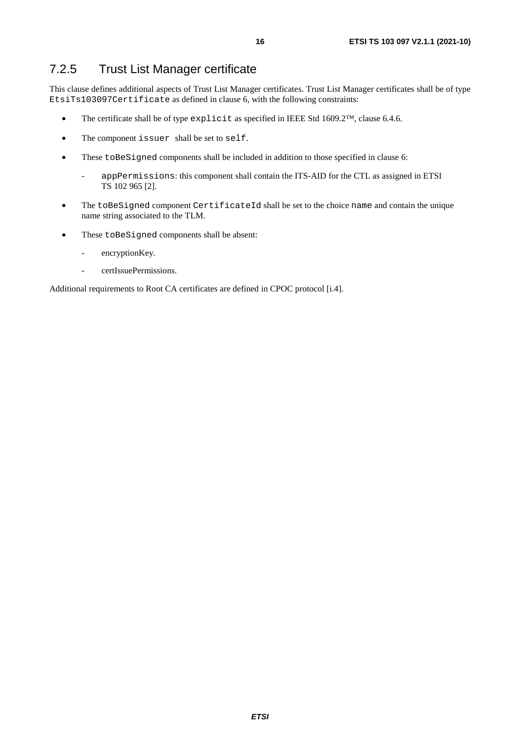### 7.2.5 Trust List Manager certificate

This clause defines additional aspects of Trust List Manager certificates. Trust List Manager certificates shall be of type `EtsiTs103097Certificate` as defined in clause 6, with the following constraints:

- The certificate shall be of type `explicit` as specified in IEEE Std 1609.2™, clause 6.4.6.
- The component `issuer` shall be set to `self`.
- These `toBeSigned` components shall be included in addition to those specified in clause 6:
  - `appPermissions`: this component shall contain the ITS-AID for the CTL as assigned in ETSI TS 102 965 [2].
- The `toBeSigned` component `CertificateId` shall be set to the choice `name` and contain the unique name string associated to the TLM.
- These `toBeSigned` components shall be absent:
  - encryptionKey.
  - certIssuePermissions.

Additional requirements to Root CA certificates are defined in CPOC protocol [i.4].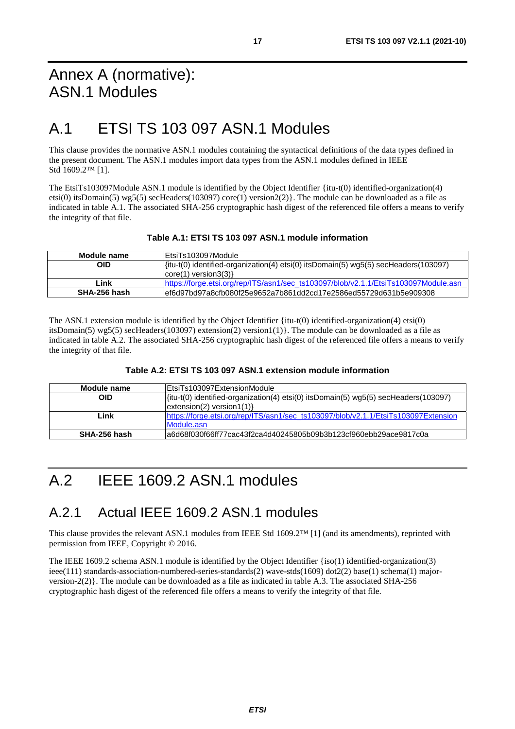# Annex A (normative): ASN.1 Modules

# A.1 ETSI TS 103 097 ASN.1 Modules

This clause provides the normative ASN.1 modules containing the syntactical definitions of the data types defined in the present document. The ASN.1 modules import data types from the ASN.1 modules defined in IEEE Std 1609.2™ [1].

The EtsiTs103097Module ASN.1 module is identified by the Object Identifier {itu-t(0) identified-organization(4) etsi(0) itsDomain(5) wg5(5) secHeaders(103097) core(1) version2(2)}. The module can be downloaded as a file as indicated in table A.1. The associated SHA-256 cryptographic hash digest of the referenced file offers a means to verify the integrity of that file.

**Table A.1: ETSI TS 103 097 ASN.1 module information**

| | |
|---|---|
| **Module name** | EtsiTs103097Module |
| **OID** | {itu-t(0) identified-organization(4) etsi(0) itsDomain(5) wg5(5) secHeaders(103097) core(1) version3(3)} |
| **Link** | https://forge.etsi.org/rep/ITS/asn1/sec_ts103097/blob/v2.1.1/EtsiTs103097Module.asn |
| **SHA-256 hash** | ef6d97bd97a8cfb080f25e9652a7b861dd2cd17e2586ed55729d631b5e909308 |

The ASN.1 extension module is identified by the Object Identifier {itu-t(0) identified-organization(4) etsi(0) itsDomain(5) wg5(5) secHeaders(103097) extension(2) version1(1)}. The module can be downloaded as a file as indicated in table A.2. The associated SHA-256 cryptographic hash digest of the referenced file offers a means to verify the integrity of that file.

**Table A.2: ETSI TS 103 097 ASN.1 extension module information**

| | |
|---|---|
| **Module name** | EtsiTs103097ExtensionModule |
| **OID** | {itu-t(0) identified-organization(4) etsi(0) itsDomain(5) wg5(5) secHeaders(103097) extension(2) version1(1)} |
| **Link** | https://forge.etsi.org/rep/ITS/asn1/sec_ts103097/blob/v2.1.1/EtsiTs103097ExtensionModule.asn |
| **SHA-256 hash** | a6d68f030f66ff77cac43f2ca4d40245805b09b3b123cf960ebb29ace9817c0a |

# A.2 IEEE 1609.2 ASN.1 modules

## A.2.1 Actual IEEE 1609.2 ASN.1 modules

This clause provides the relevant ASN.1 modules from IEEE Std 1609.2™ [1] (and its amendments), reprinted with permission from IEEE, Copyright © 2016.

The IEEE 1609.2 schema ASN.1 module is identified by the Object Identifier {iso(1) identified-organization(3) ieee(111) standards-association-numbered-series-standards(2) wave-stds(1609) dot2(2) base(1) schema(1) major-version-2(2)}. The module can be downloaded as a file as indicated in table A.3. The associated SHA-256 cryptographic hash digest of the referenced file offers a means to verify the integrity of that file.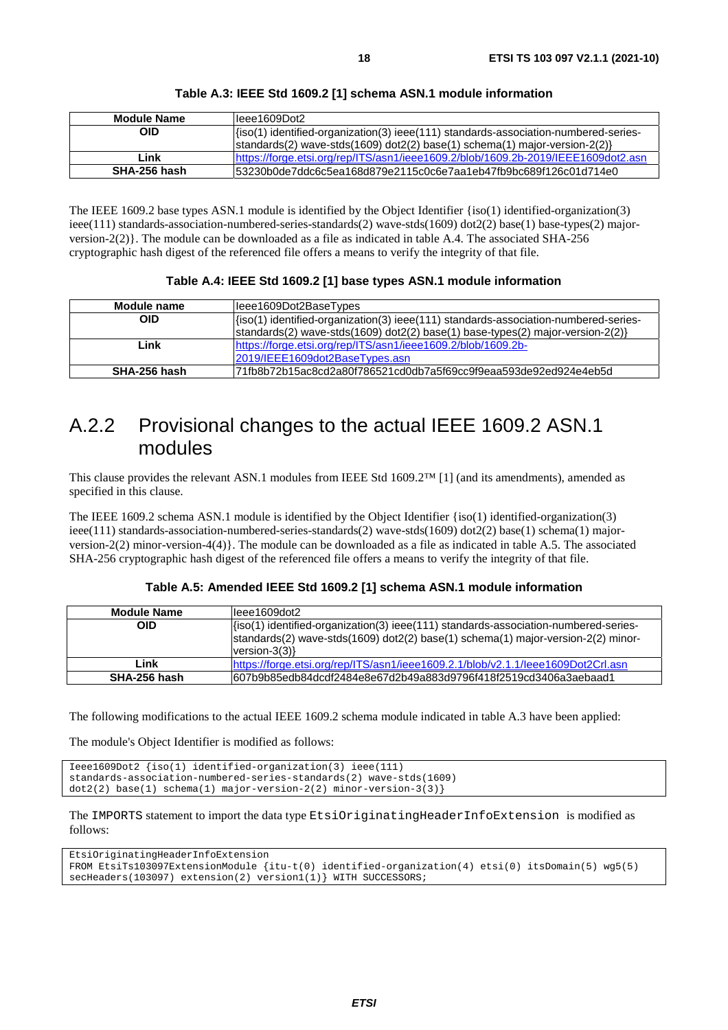**Table A.3: IEEE Std 1609.2 [1] schema ASN.1 module information**

| | |
|---|---|
| **Module Name** | Ieee1609Dot2 |
| **OID** | {iso(1) identified-organization(3) ieee(111) standards-association-numbered-series-standards(2) wave-stds(1609) dot2(2) base(1) schema(1) major-version-2(2)} |
| **Link** | https://forge.etsi.org/rep/ITS/asn1/ieee1609.2/blob/1609.2b-2019/IEEE1609dot2.asn |
| **SHA-256 hash** | 53230b0de7ddc6c5ea168d879e2115c0c6e7aa1eb47fb9bc689f126c01d714e0 |

The IEEE 1609.2 base types ASN.1 module is identified by the Object Identifier {iso(1) identified-organization(3) ieee(111) standards-association-numbered-series-standards(2) wave-stds(1609) dot2(2) base(1) base-types(2) major-version-2(2)}. The module can be downloaded as a file as indicated in table A.4. The associated SHA-256 cryptographic hash digest of the referenced file offers a means to verify the integrity of that file.

**Table A.4: IEEE Std 1609.2 [1] base types ASN.1 module information**

| | |
|---|---|
| **Module name** | Ieee1609Dot2BaseTypes |
| **OID** | {iso(1) identified-organization(3) ieee(111) standards-association-numbered-series-standards(2) wave-stds(1609) dot2(2) base(1) base-types(2) major-version-2(2)} |
| **Link** | https://forge.etsi.org/rep/ITS/asn1/ieee1609.2/blob/1609.2b-2019/IEEE1609dot2BaseTypes.asn |
| **SHA-256 hash** | 71fb8b72b15ac8cd2a80f786521cd0db7a5f69cc9f9eaa593de92ed924e4eb5d |

## A.2.2 Provisional changes to the actual IEEE 1609.2 ASN.1 modules

This clause provides the relevant ASN.1 modules from IEEE Std 1609.2™ [1] (and its amendments), amended as specified in this clause.

The IEEE 1609.2 schema ASN.1 module is identified by the Object Identifier {iso(1) identified-organization(3) ieee(111) standards-association-numbered-series-standards(2) wave-stds(1609) dot2(2) base(1) schema(1) major-version-2(2) minor-version-4(4)}. The module can be downloaded as a file as indicated in table A.5. The associated SHA-256 cryptographic hash digest of the referenced file offers a means to verify the integrity of that file.

**Table A.5: Amended IEEE Std 1609.2 [1] schema ASN.1 module information**

| | |
|---|---|
| **Module Name** | Ieee1609dot2 |
| **OID** | {iso(1) identified-organization(3) ieee(111) standards-association-numbered-series-standards(2) wave-stds(1609) dot2(2) base(1) schema(1) major-version-2(2) minor-version-3(3)} |
| **Link** | https://forge.etsi.org/rep/ITS/asn1/ieee1609.2.1/blob/v2.1.1/Ieee1609Dot2Crl.asn |
| **SHA-256 hash** | 607b9b85edb84dcdf2484e8e67d2b49a883d9796f418f2519cd3406a3aebaad1 |

The following modifications to the actual IEEE 1609.2 schema module indicated in table A.3 have been applied:

The module's Object Identifier is modified as follows:

```
Ieee1609Dot2 {iso(1) identified-organization(3) ieee(111)
standards-association-numbered-series-standards(2) wave-stds(1609)
dot2(2) base(1) schema(1) major-version-2(2) minor-version-3(3)}
```

The IMPORTS statement to import the data type `EtsiOriginatingHeaderInfoExtension` is modified as follows:

```
EtsiOriginatingHeaderInfoExtension
FROM EtsiTs103097ExtensionModule {itu-t(0) identified-organization(4) etsi(0) itsDomain(5) wg5(5)
secHeaders(103097) extension(2) version1(1)} WITH SUCCESSORS;
```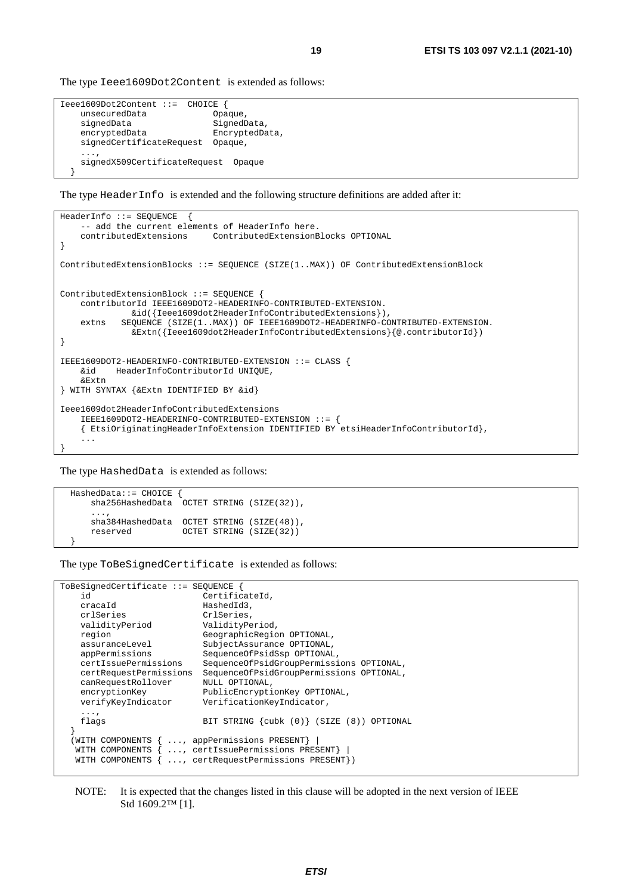The type Ieee1609Dot2Content is extended as follows:

```
Ieee1609Dot2Content ::=  CHOICE {
    unsecuredData             Opaque,
    signedData                SignedData,
    encryptedData             EncryptedData,
    signedCertificateRequest  Opaque,
    ...,
    signedX509CertificateRequest  Opaque
  }
```

The type HeaderInfo is extended and the following structure definitions are added after it:

```
HeaderInfo ::= SEQUENCE  {
    -- add the current elements of HeaderInfo here.
    contributedExtensions     ContributedExtensionBlocks OPTIONAL
}

ContributedExtensionBlocks ::= SEQUENCE (SIZE(1..MAX)) OF ContributedExtensionBlock


ContributedExtensionBlock ::= SEQUENCE {
    contributorId IEEE1609DOT2-HEADERINFO-CONTRIBUTED-EXTENSION.
              &id({Ieee1609dot2HeaderInfoContributedExtensions}),
    extns   SEQUENCE (SIZE(1..MAX)) OF IEEE1609DOT2-HEADERINFO-CONTRIBUTED-EXTENSION.
              &Extn({Ieee1609dot2HeaderInfoContributedExtensions}{@.contributorId})
}

IEEE1609DOT2-HEADERINFO-CONTRIBUTED-EXTENSION ::= CLASS {
    &id    HeaderInfoContributorId UNIQUE,
    &Extn
} WITH SYNTAX {&Extn IDENTIFIED BY &id}

Ieee1609dot2HeaderInfoContributedExtensions
    IEEE1609DOT2-HEADERINFO-CONTRIBUTED-EXTENSION ::= {
    { EtsiOriginatingHeaderInfoExtension IDENTIFIED BY etsiHeaderInfoContributorId},
    ...
}
```

The type HashedData is extended as follows:

```
  HashedData::= CHOICE {
      sha256HashedData  OCTET STRING (SIZE(32)),
      ...,
      sha384HashedData  OCTET STRING (SIZE(48)),
      reserved          OCTET STRING (SIZE(32))
  }
```

The type ToBeSignedCertificate is extended as follows:

```
ToBeSignedCertificate ::= SEQUENCE {
    id                      CertificateId,
    cracaId                 HashedId3,
    crlSeries               CrlSeries,
    validityPeriod          ValidityPeriod,
    region                  GeographicRegion OPTIONAL,
    assuranceLevel          SubjectAssurance OPTIONAL,
    appPermissions          SequenceOfPsidSsp OPTIONAL,
    certIssuePermissions    SequenceOfPsidGroupPermissions OPTIONAL,
    certRequestPermissions  SequenceOfPsidGroupPermissions OPTIONAL,
    canRequestRollover      NULL OPTIONAL,
    encryptionKey           PublicEncryptionKey OPTIONAL,
    verifyKeyIndicator      VerificationKeyIndicator,
    ...,
    flags                   BIT STRING {cubk (0)} (SIZE (8)) OPTIONAL
  }
  (WITH COMPONENTS { ..., appPermissions PRESENT} |
   WITH COMPONENTS { ..., certIssuePermissions PRESENT} |
   WITH COMPONENTS { ..., certRequestPermissions PRESENT})
```

NOTE: It is expected that the changes listed in this clause will be adopted in the next version of IEEE Std 1609.2™ [1].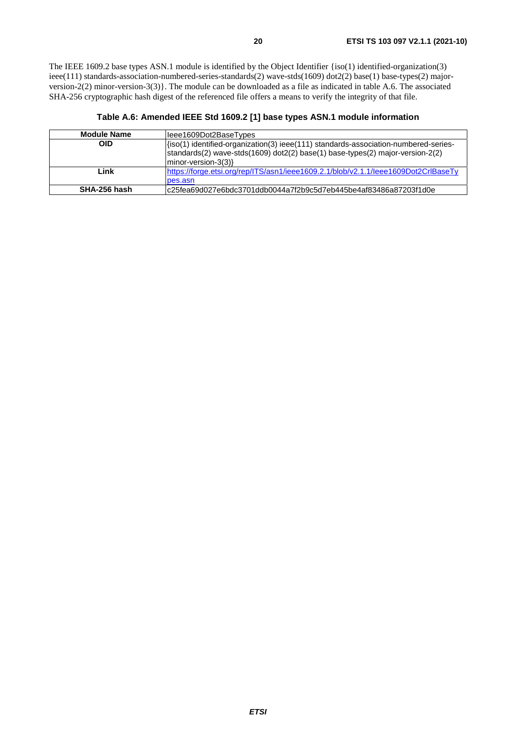The IEEE 1609.2 base types ASN.1 module is identified by the Object Identifier {iso(1) identified-organization(3) ieee(111) standards-association-numbered-series-standards(2) wave-stds(1609) dot2(2) base(1) base-types(2) major-version-2(2) minor-version-3(3)}. The module can be downloaded as a file as indicated in table A.6. The associated SHA-256 cryptographic hash digest of the referenced file offers a means to verify the integrity of that file.

**Table A.6: Amended IEEE Std 1609.2 [1] base types ASN.1 module information**

| | |
|---|---|
| **Module Name** | Ieee1609Dot2BaseTypes |
| **OID** | {iso(1) identified-organization(3) ieee(111) standards-association-numbered-series-standards(2) wave-stds(1609) dot2(2) base(1) base-types(2) major-version-2(2) minor-version-3(3)} |
| **Link** | [https://forge.etsi.org/rep/ITS/asn1/ieee1609.2.1/blob/v2.1.1/Ieee1609Dot2CrlBaseTypes.asn](https://forge.etsi.org/rep/ITS/asn1/ieee1609.2.1/blob/v2.1.1/Ieee1609Dot2CrlBaseTypes.asn) |
| **SHA-256 hash** | c25fea69d027e6bdc3701ddb0044a7f2b9c5d7eb445be4af83486a87203f1d0e |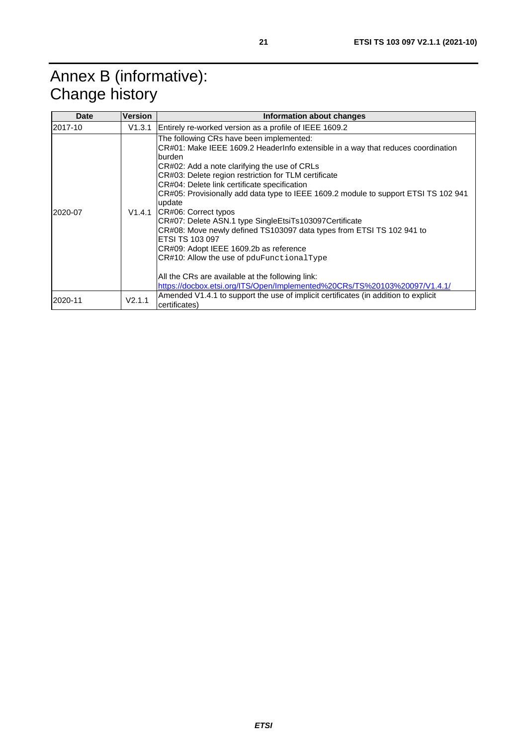# Annex B (informative): Change history

| Date | Version | Information about changes |
|---|---|---|
| 2017-10 | V1.3.1 | Entirely re-worked version as a profile of IEEE 1609.2 |
| 2020-07 | V1.4.1 | The following CRs have been implemented:<br>CR#01: Make IEEE 1609.2 HeaderInfo extensible in a way that reduces coordination burden<br>CR#02: Add a note clarifying the use of CRLs<br>CR#03: Delete region restriction for TLM certificate<br>CR#04: Delete link certificate specification<br>CR#05: Provisionally add data type to IEEE 1609.2 module to support ETSI TS 102 941 update<br>CR#06: Correct typos<br>CR#07: Delete ASN.1 type SingleEtsiTs103097Certificate<br>CR#08: Move newly defined TS103097 data types from ETSI TS 102 941 to ETSI TS 103 097<br>CR#09: Adopt IEEE 1609.2b as reference<br>CR#10: Allow the use of `pduFunctionalType`<br><br>All the CRs are available at the following link:<br>https://docbox.etsi.org/ITS/Open/Implemented%20CRs/TS%20103%20097/V1.4.1/ |
| 2020-11 | V2.1.1 | Amended V1.4.1 to support the use of implicit certificates (in addition to explicit certificates) |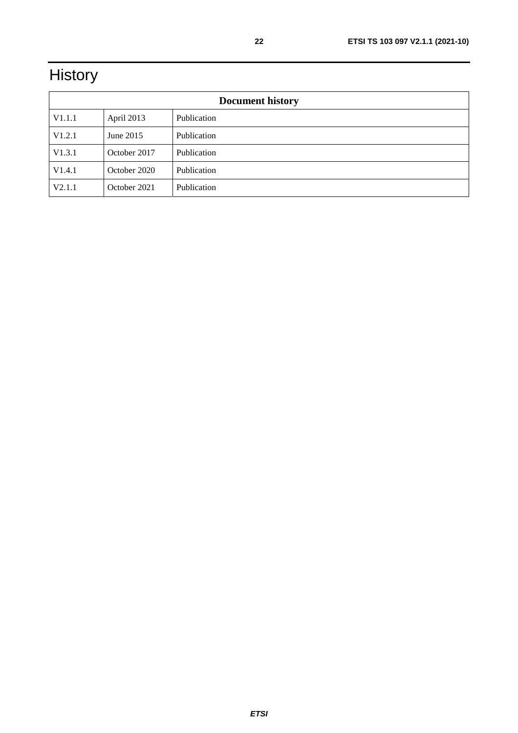# History

| Document history | | |
|---|---|---|
| V1.1.1 | April 2013 | Publication |
| V1.2.1 | June 2015 | Publication |
| V1.3.1 | October 2017 | Publication |
| V1.4.1 | October 2020 | Publication |
| V2.1.1 | October 2021 | Publication |